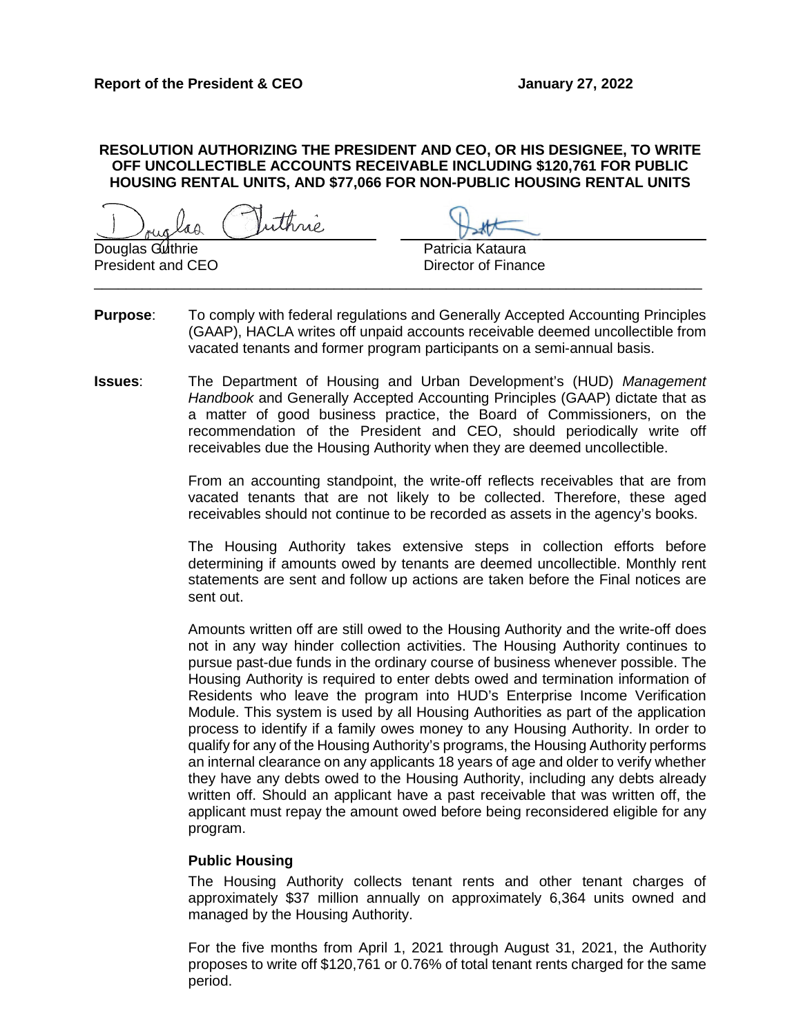**Report of the President & CEO** **January 27, 2022**

**RESOLUTION AUTHORIZING THE PRESIDENT AND CEO, OR HIS DESIGNEE, TO WRITE OFF UNCOLLECTIBLE ACCOUNTS RECEIVABLE INCLUDING $120,761 FOR PUBLIC HOUSING RENTAL UNITS, AND $77,066 FOR NON-PUBLIC HOUSING RENTAL UNITS**

Douglas Guthrie
President and CEO

Patricia Kataura
Director of Finance

---

**Purpose**: To comply with federal regulations and Generally Accepted Accounting Principles (GAAP), HACLA writes off unpaid accounts receivable deemed uncollectible from vacated tenants and former program participants on a semi-annual basis.

**Issues**: The Department of Housing and Urban Development's (HUD) *Management Handbook* and Generally Accepted Accounting Principles (GAAP) dictate that as a matter of good business practice, the Board of Commissioners, on the recommendation of the President and CEO, should periodically write off receivables due the Housing Authority when they are deemed uncollectible.

From an accounting standpoint, the write-off reflects receivables that are from vacated tenants that are not likely to be collected. Therefore, these aged receivables should not continue to be recorded as assets in the agency's books.

The Housing Authority takes extensive steps in collection efforts before determining if amounts owed by tenants are deemed uncollectible. Monthly rent statements are sent and follow up actions are taken before the Final notices are sent out.

Amounts written off are still owed to the Housing Authority and the write-off does not in any way hinder collection activities. The Housing Authority continues to pursue past-due funds in the ordinary course of business whenever possible. The Housing Authority is required to enter debts owed and termination information of Residents who leave the program into HUD's Enterprise Income Verification Module. This system is used by all Housing Authorities as part of the application process to identify if a family owes money to any Housing Authority. In order to qualify for any of the Housing Authority's programs, the Housing Authority performs an internal clearance on any applicants 18 years of age and older to verify whether they have any debts owed to the Housing Authority, including any debts already written off. Should an applicant have a past receivable that was written off, the applicant must repay the amount owed before being reconsidered eligible for any program.

**Public Housing**

The Housing Authority collects tenant rents and other tenant charges of approximately $37 million annually on approximately 6,364 units owned and managed by the Housing Authority.

For the five months from April 1, 2021 through August 31, 2021, the Authority proposes to write off $120,761 or 0.76% of total tenant rents charged for the same period.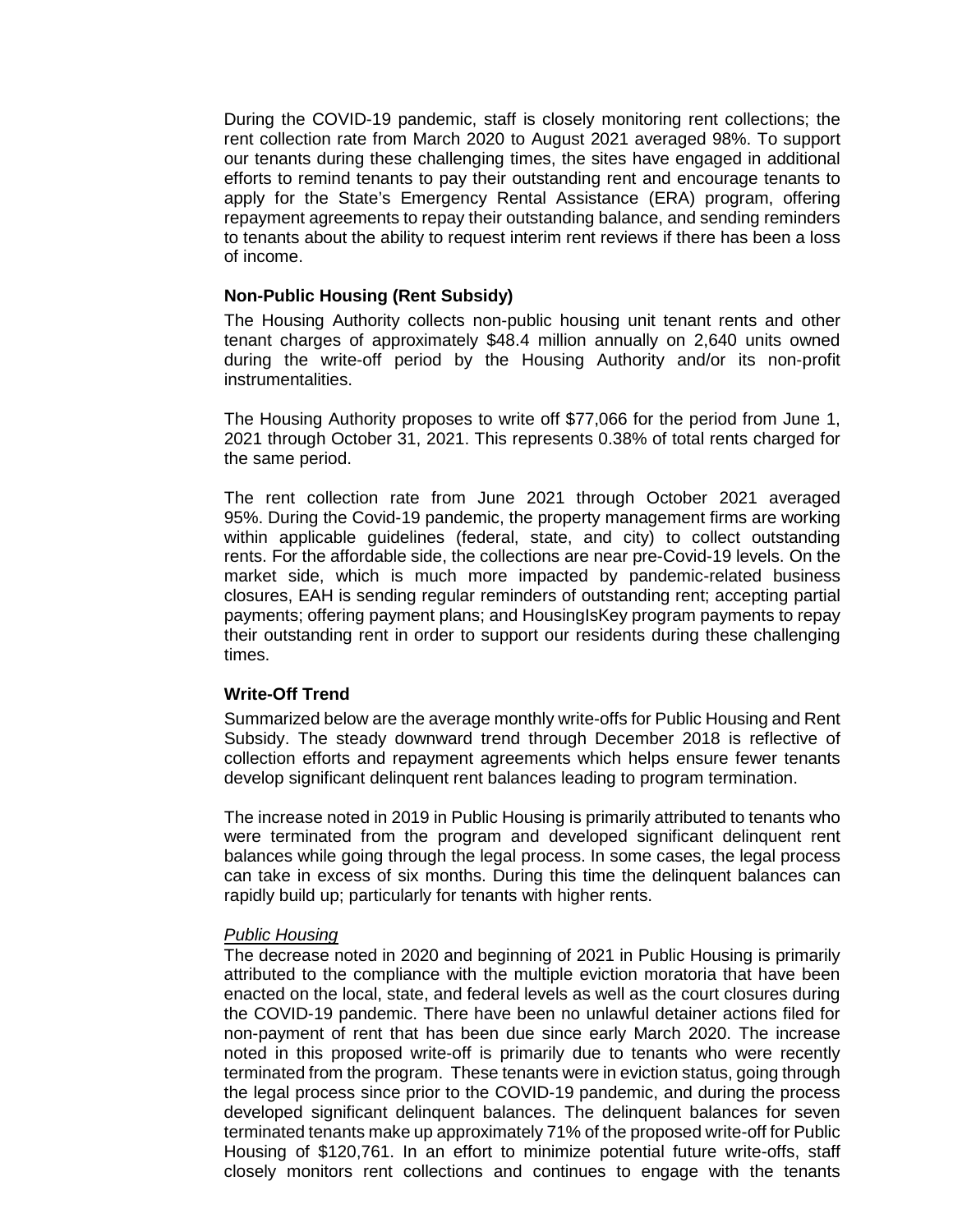During the COVID-19 pandemic, staff is closely monitoring rent collections; the rent collection rate from March 2020 to August 2021 averaged 98%. To support our tenants during these challenging times, the sites have engaged in additional efforts to remind tenants to pay their outstanding rent and encourage tenants to apply for the State's Emergency Rental Assistance (ERA) program, offering repayment agreements to repay their outstanding balance, and sending reminders to tenants about the ability to request interim rent reviews if there has been a loss of income.

**Non-Public Housing (Rent Subsidy)**

The Housing Authority collects non-public housing unit tenant rents and other tenant charges of approximately $48.4 million annually on 2,640 units owned during the write-off period by the Housing Authority and/or its non-profit instrumentalities.

The Housing Authority proposes to write off $77,066 for the period from June 1, 2021 through October 31, 2021. This represents 0.38% of total rents charged for the same period.

The rent collection rate from June 2021 through October 2021 averaged 95%. During the Covid-19 pandemic, the property management firms are working within applicable guidelines (federal, state, and city) to collect outstanding rents. For the affordable side, the collections are near pre-Covid-19 levels. On the market side, which is much more impacted by pandemic-related business closures, EAH is sending regular reminders of outstanding rent; accepting partial payments; offering payment plans; and HousingIsKey program payments to repay their outstanding rent in order to support our residents during these challenging times.

**Write-Off Trend**

Summarized below are the average monthly write-offs for Public Housing and Rent Subsidy. The steady downward trend through December 2018 is reflective of collection efforts and repayment agreements which helps ensure fewer tenants develop significant delinquent rent balances leading to program termination.

The increase noted in 2019 in Public Housing is primarily attributed to tenants who were terminated from the program and developed significant delinquent rent balances while going through the legal process. In some cases, the legal process can take in excess of six months. During this time the delinquent balances can rapidly build up; particularly for tenants with higher rents.

*Public Housing*

The decrease noted in 2020 and beginning of 2021 in Public Housing is primarily attributed to the compliance with the multiple eviction moratoria that have been enacted on the local, state, and federal levels as well as the court closures during the COVID-19 pandemic. There have been no unlawful detainer actions filed for non-payment of rent that has been due since early March 2020. The increase noted in this proposed write-off is primarily due to tenants who were recently terminated from the program. These tenants were in eviction status, going through the legal process since prior to the COVID-19 pandemic, and during the process developed significant delinquent balances. The delinquent balances for seven terminated tenants make up approximately 71% of the proposed write-off for Public Housing of $120,761. In an effort to minimize potential future write-offs, staff closely monitors rent collections and continues to engage with the tenants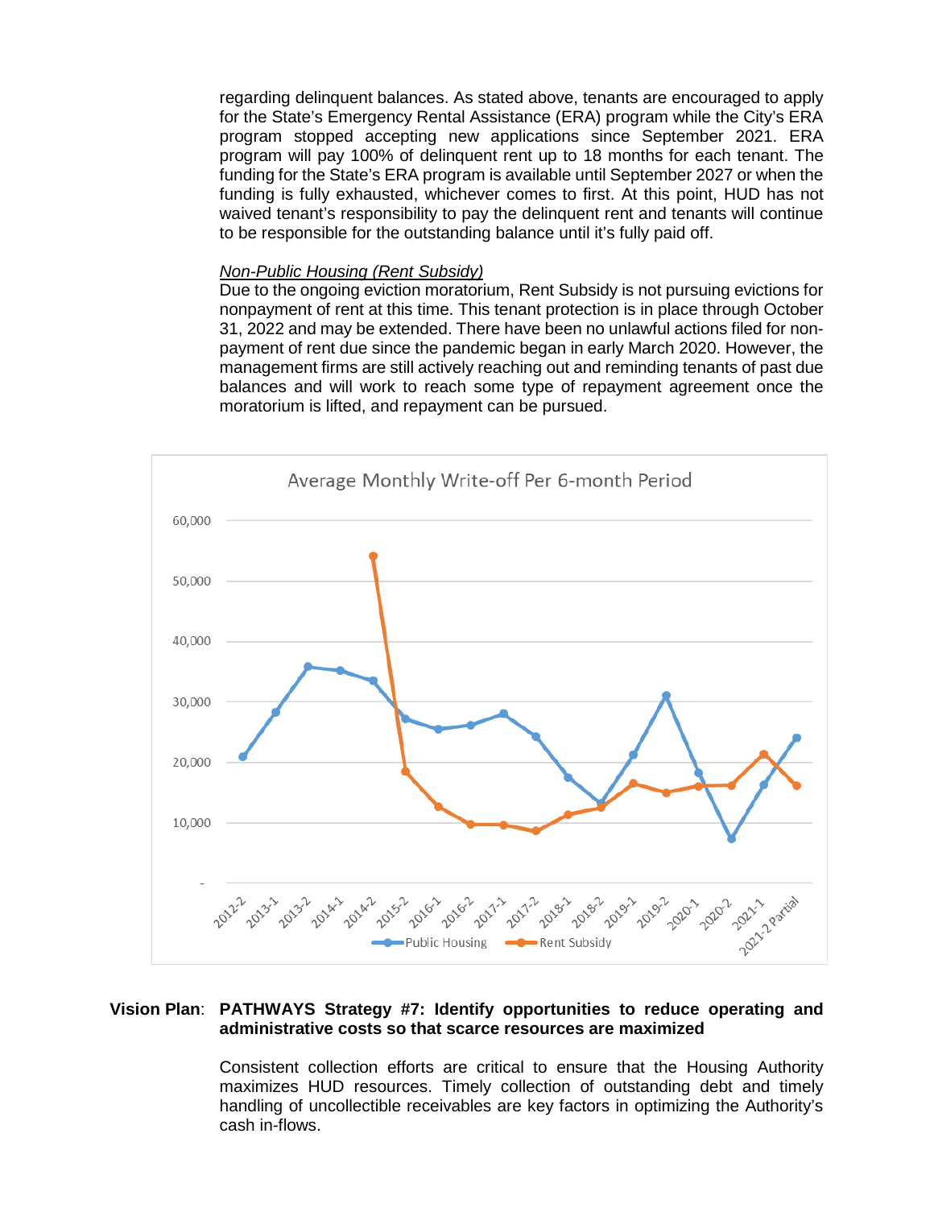regarding delinquent balances. As stated above, tenants are encouraged to apply for the State's Emergency Rental Assistance (ERA) program while the City's ERA program stopped accepting new applications since September 2021. ERA program will pay 100% of delinquent rent up to 18 months for each tenant. The funding for the State's ERA program is available until September 2027 or when the funding is fully exhausted, whichever comes to first. At this point, HUD has not waived tenant's responsibility to pay the delinquent rent and tenants will continue to be responsible for the outstanding balance until it's fully paid off.

*Non-Public Housing (Rent Subsidy)*

Due to the ongoing eviction moratorium, Rent Subsidy is not pursuing evictions for nonpayment of rent at this time. This tenant protection is in place through October 31, 2022 and may be extended. There have been no unlawful actions filed for non-payment of rent due since the pandemic began in early March 2020. However, the management firms are still actively reaching out and reminding tenants of past due balances and will work to reach some type of repayment agreement once the moratorium is lifted, and repayment can be pursued.

Average Monthly Write-off Per 6-month Period

Legend: Public Housing, Rent Subsidy

Periods: 2012-2, 2013-1, 2013-2, 2014-1, 2014-2, 2015-2, 2016-1, 2016-2, 2017-1, 2017-2, 2018-1, 2018-2, 2019-1, 2019-2, 2020-1, 2020-2, 2021-1, 2021-2 Partial

**Vision Plan**: **PATHWAYS Strategy #7: Identify opportunities to reduce operating and administrative costs so that scarce resources are maximized**

Consistent collection efforts are critical to ensure that the Housing Authority maximizes HUD resources. Timely collection of outstanding debt and timely handling of uncollectible receivables are key factors in optimizing the Authority's cash in-flows.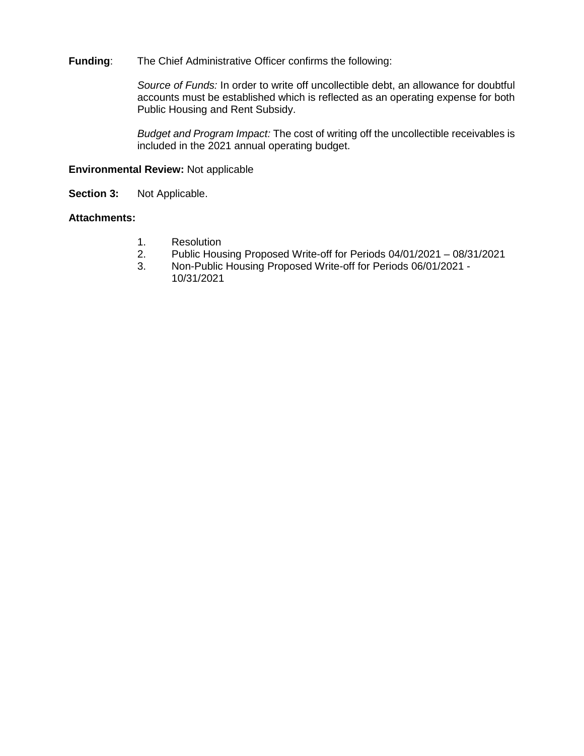**Funding**: The Chief Administrative Officer confirms the following:

*Source of Funds:* In order to write off uncollectible debt, an allowance for doubtful accounts must be established which is reflected as an operating expense for both Public Housing and Rent Subsidy.

*Budget and Program Impact:* The cost of writing off the uncollectible receivables is included in the 2021 annual operating budget.

**Environmental Review:** Not applicable

**Section 3:** Not Applicable.

**Attachments:**

1. Resolution
2. Public Housing Proposed Write-off for Periods 04/01/2021 – 08/31/2021
3. Non-Public Housing Proposed Write-off for Periods 06/01/2021 - 10/31/2021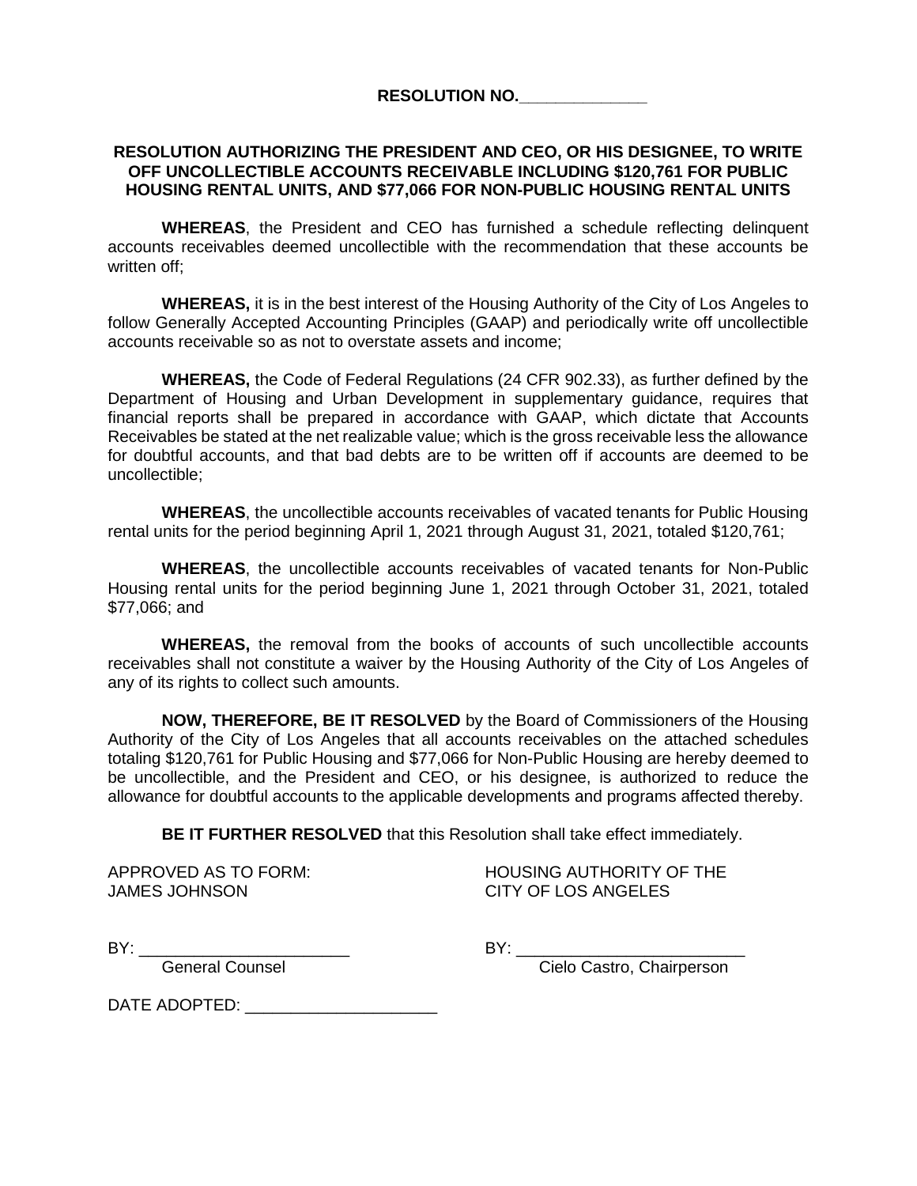**RESOLUTION NO.______________**

**RESOLUTION AUTHORIZING THE PRESIDENT AND CEO, OR HIS DESIGNEE, TO WRITE OFF UNCOLLECTIBLE ACCOUNTS RECEIVABLE INCLUDING $120,761 FOR PUBLIC HOUSING RENTAL UNITS, AND $77,066 FOR NON-PUBLIC HOUSING RENTAL UNITS**

**WHEREAS**, the President and CEO has furnished a schedule reflecting delinquent accounts receivables deemed uncollectible with the recommendation that these accounts be written off;

**WHEREAS,** it is in the best interest of the Housing Authority of the City of Los Angeles to follow Generally Accepted Accounting Principles (GAAP) and periodically write off uncollectible accounts receivable so as not to overstate assets and income;

**WHEREAS,** the Code of Federal Regulations (24 CFR 902.33), as further defined by the Department of Housing and Urban Development in supplementary guidance, requires that financial reports shall be prepared in accordance with GAAP, which dictate that Accounts Receivables be stated at the net realizable value; which is the gross receivable less the allowance for doubtful accounts, and that bad debts are to be written off if accounts are deemed to be uncollectible;

**WHEREAS**, the uncollectible accounts receivables of vacated tenants for Public Housing rental units for the period beginning April 1, 2021 through August 31, 2021, totaled $120,761;

**WHEREAS**, the uncollectible accounts receivables of vacated tenants for Non-Public Housing rental units for the period beginning June 1, 2021 through October 31, 2021, totaled $77,066; and

**WHEREAS,** the removal from the books of accounts of such uncollectible accounts receivables shall not constitute a waiver by the Housing Authority of the City of Los Angeles of any of its rights to collect such amounts.

**NOW, THEREFORE, BE IT RESOLVED** by the Board of Commissioners of the Housing Authority of the City of Los Angeles that all accounts receivables on the attached schedules totaling $120,761 for Public Housing and $77,066 for Non-Public Housing are hereby deemed to be uncollectible, and the President and CEO, or his designee, is authorized to reduce the allowance for doubtful accounts to the applicable developments and programs affected thereby.

**BE IT FURTHER RESOLVED** that this Resolution shall take effect immediately.

APPROVED AS TO FORM:
JAMES JOHNSON

BY: ______________________
General Counsel

HOUSING AUTHORITY OF THE
CITY OF LOS ANGELES

BY: ______________________
Cielo Castro, Chairperson

DATE ADOPTED: ____________________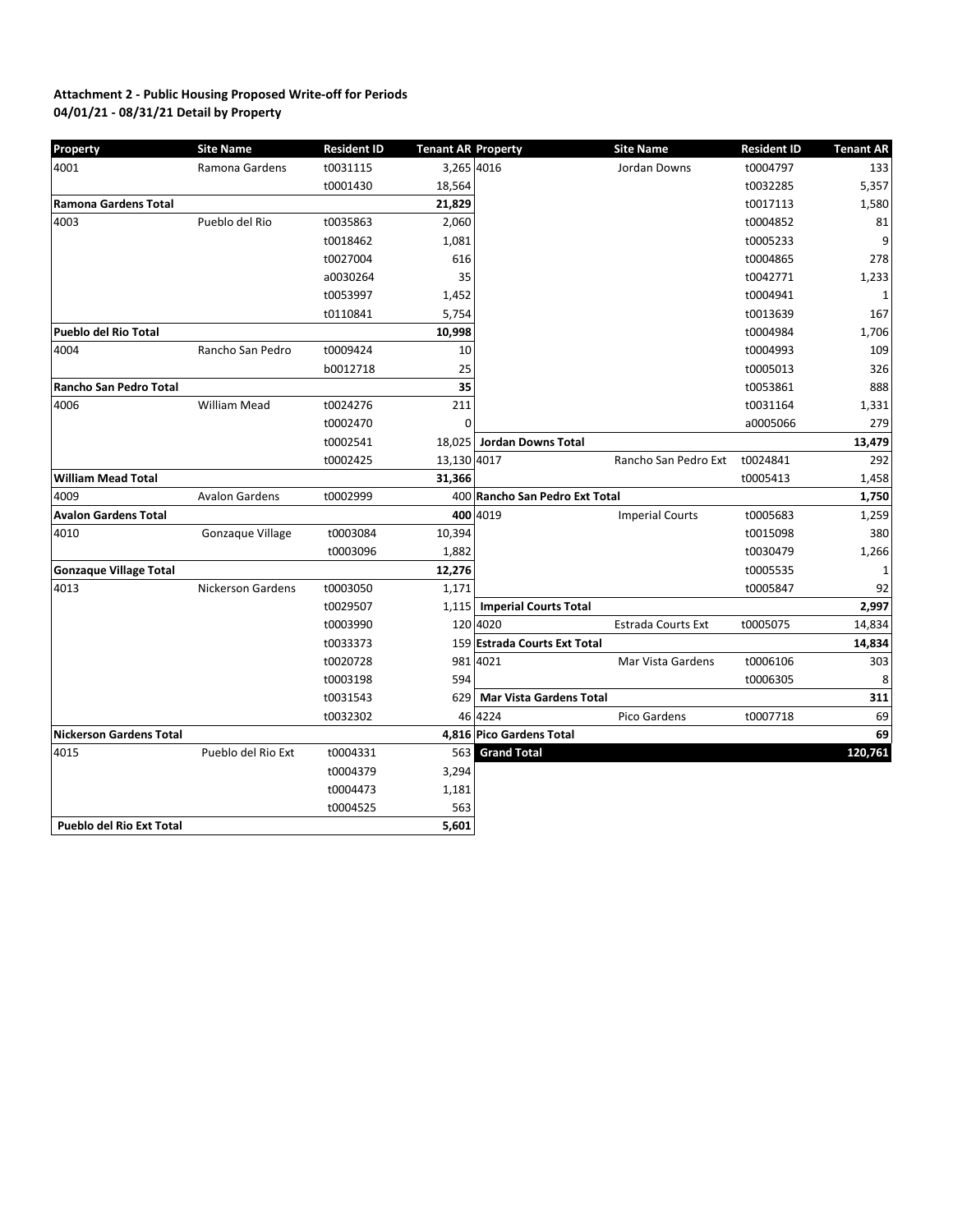**Attachment 2 - Public Housing Proposed Write-off for Periods 04/01/21 - 08/31/21 Detail by Property**

| Property | Site Name | Resident ID | Tenant AR |
|---|---|---|---|
| 4001 | Ramona Gardens | t0031115 | 3,265 |
| | | t0001430 | 18,564 |
| **Ramona Gardens Total** | | | **21,829** |
| 4003 | Pueblo del Rio | t0035863 | 2,060 |
| | | t0018462 | 1,081 |
| | | t0027004 | 616 |
| | | a0030264 | 35 |
| | | t0053997 | 1,452 |
| | | t0110841 | 5,754 |
| **Pueblo del Rio Total** | | | **10,998** |
| 4004 | Rancho San Pedro | t0009424 | 10 |
| | | b0012718 | 25 |
| **Rancho San Pedro Total** | | | **35** |
| 4006 | William Mead | t0024276 | 211 |
| | | t0002470 | 0 |
| | | t0002541 | 18,025 |
| | | t0002425 | 13,130 |
| **William Mead Total** | | | **31,366** |
| 4009 | Avalon Gardens | t0002999 | 400 |
| **Avalon Gardens Total** | | | **400** |
| 4010 | Gonzaque Village | t0003084 | 10,394 |
| | | t0003096 | 1,882 |
| **Gonzaque Village Total** | | | **12,276** |
| 4013 | Nickerson Gardens | t0003050 | 1,171 |
| | | t0029507 | 1,115 |
| | | t0003990 | 120 |
| | | t0033373 | 159 |
| | | t0020728 | 981 |
| | | t0003198 | 594 |
| | | t0031543 | 629 |
| | | t0032302 | 46 |
| **Nickerson Gardens Total** | | | **4,816** |
| 4015 | Pueblo del Rio Ext | t0004331 | 563 |
| | | t0004379 | 3,294 |
| | | t0004473 | 1,181 |
| | | t0004525 | 563 |
| **Pueblo del Rio Ext Total** | | | **5,601** |
| 4016 | Jordan Downs | t0004797 | 133 |
| | | t0032285 | 5,357 |
| | | t0017113 | 1,580 |
| | | t0004852 | 81 |
| | | t0005233 | 9 |
| | | t0004865 | 278 |
| | | t0042771 | 1,233 |
| | | t0004941 | 1 |
| | | t0013639 | 167 |
| | | t0004984 | 1,706 |
| | | t0004993 | 109 |
| | | t0005013 | 326 |
| | | t0053861 | 888 |
| | | t0031164 | 1,331 |
| | | a0005066 | 279 |
| **Jordan Downs Total** | | | **13,479** |
| 4017 | Rancho San Pedro Ext | t0024841 | 292 |
| | | t0005413 | 1,458 |
| **Rancho San Pedro Ext Total** | | | **1,750** |
| 4019 | Imperial Courts | t0005683 | 1,259 |
| | | t0015098 | 380 |
| | | t0030479 | 1,266 |
| | | t0005535 | 1 |
| | | t0005847 | 92 |
| **Imperial Courts Total** | | | **2,997** |
| 4020 | Estrada Courts Ext | t0005075 | 14,834 |
| **Estrada Courts Ext Total** | | | **14,834** |
| 4021 | Mar Vista Gardens | t0006106 | 303 |
| | | t0006305 | 8 |
| **Mar Vista Gardens Total** | | | **311** |
| 4224 | Pico Gardens | t0007718 | 69 |
| **Pico Gardens Total** | | | **69** |
| **Grand Total** | | | **120,761** |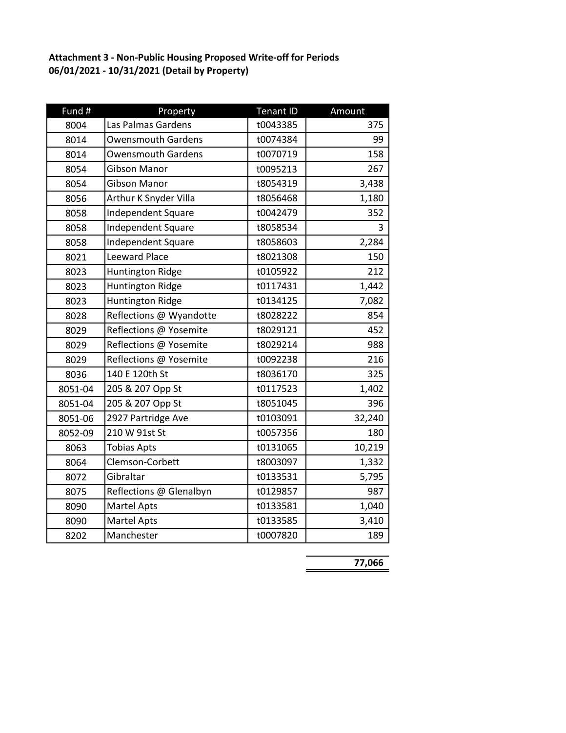**Attachment 3 - Non-Public Housing Proposed Write-off for Periods 06/01/2021 - 10/31/2021 (Detail by Property)**

| Fund # | Property | Tenant ID | Amount |
|---|---|---|---|
| 8004 | Las Palmas Gardens | t0043385 | 375 |
| 8014 | Owensmouth Gardens | t0074384 | 99 |
| 8014 | Owensmouth Gardens | t0070719 | 158 |
| 8054 | Gibson Manor | t0095213 | 267 |
| 8054 | Gibson Manor | t8054319 | 3,438 |
| 8056 | Arthur K Snyder Villa | t8056468 | 1,180 |
| 8058 | Independent Square | t0042479 | 352 |
| 8058 | Independent Square | t8058534 | 3 |
| 8058 | Independent Square | t8058603 | 2,284 |
| 8021 | Leeward Place | t8021308 | 150 |
| 8023 | Huntington Ridge | t0105922 | 212 |
| 8023 | Huntington Ridge | t0117431 | 1,442 |
| 8023 | Huntington Ridge | t0134125 | 7,082 |
| 8028 | Reflections @ Wyandotte | t8028222 | 854 |
| 8029 | Reflections @ Yosemite | t8029121 | 452 |
| 8029 | Reflections @ Yosemite | t8029214 | 988 |
| 8029 | Reflections @ Yosemite | t0092238 | 216 |
| 8036 | 140 E 120th St | t8036170 | 325 |
| 8051-04 | 205 & 207 Opp St | t0117523 | 1,402 |
| 8051-04 | 205 & 207 Opp St | t8051045 | 396 |
| 8051-06 | 2927 Partridge Ave | t0103091 | 32,240 |
| 8052-09 | 210 W 91st St | t0057356 | 180 |
| 8063 | Tobias Apts | t0131065 | 10,219 |
| 8064 | Clemson-Corbett | t8003097 | 1,332 |
| 8072 | Gibraltar | t0133531 | 5,795 |
| 8075 | Reflections @ Glenalbyn | t0129857 | 987 |
| 8090 | Martel Apts | t0133581 | 1,040 |
| 8090 | Martel Apts | t0133585 | 3,410 |
| 8202 | Manchester | t0007820 | 189 |
| | | | **77,066** |